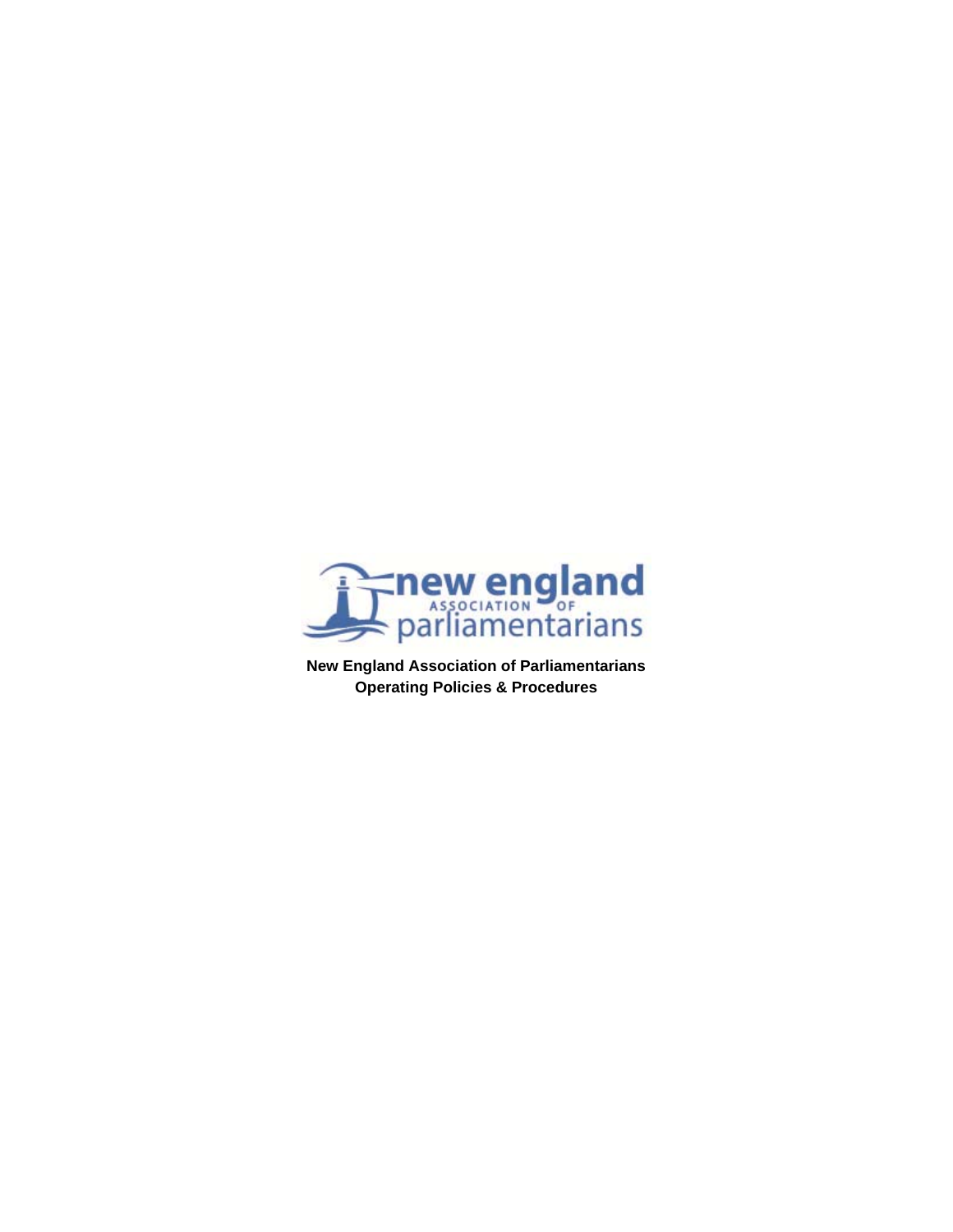**New England Association of Parliamentarians**
**Operating Policies & Procedures**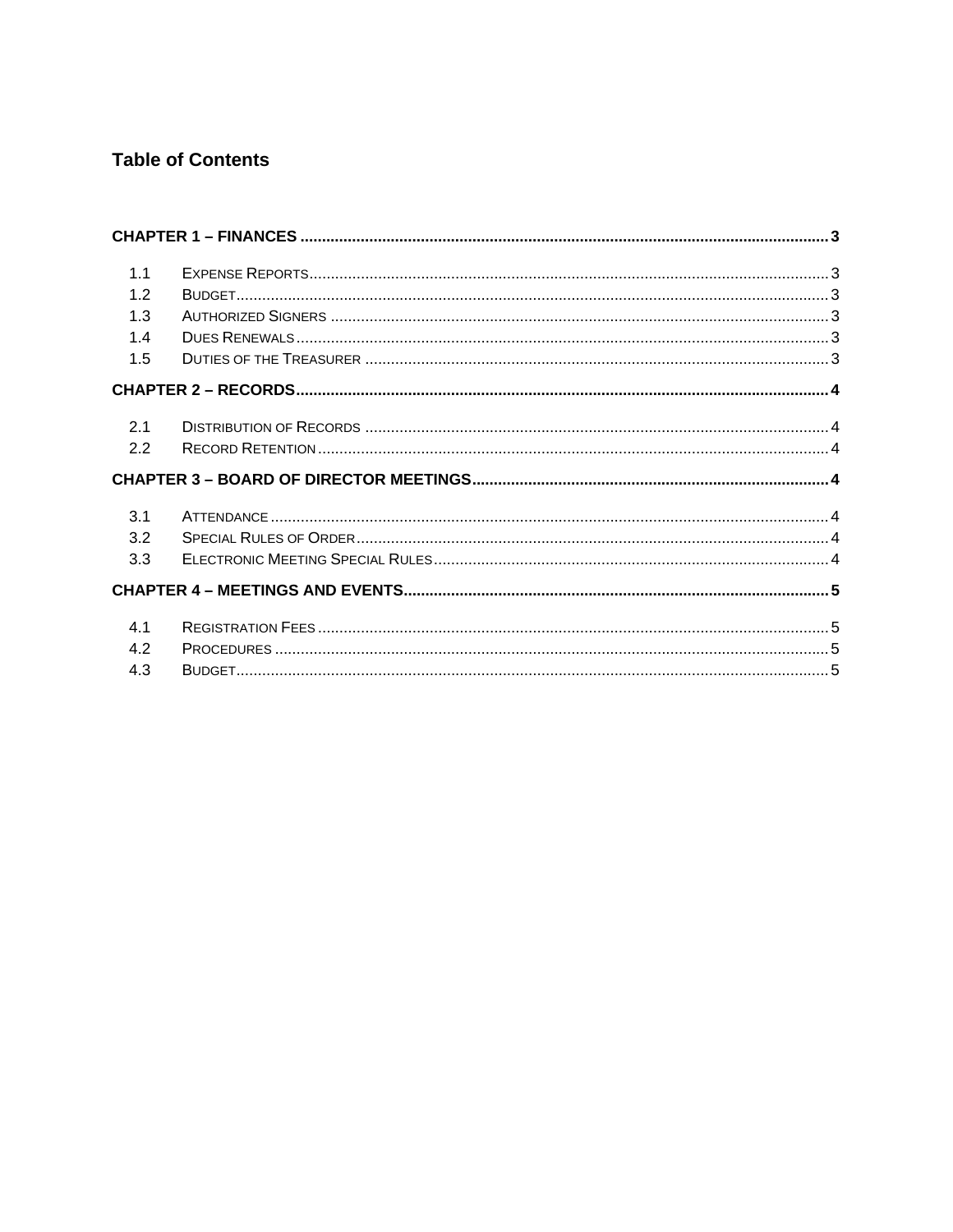## Table of Contents

**CHAPTER 1 – FINANCES** ..... 3

- 1.1 Expense Reports ..... 3
- 1.2 Budget ..... 3
- 1.3 Authorized Signers ..... 3
- 1.4 Dues Renewals ..... 3
- 1.5 Duties of the Treasurer ..... 3

**CHAPTER 2 – RECORDS** ..... 4

- 2.1 Distribution of Records ..... 4
- 2.2 Record Retention ..... 4

**CHAPTER 3 – BOARD OF DIRECTOR MEETINGS** ..... 4

- 3.1 Attendance ..... 4
- 3.2 Special Rules of Order ..... 4
- 3.3 Electronic Meeting Special Rules ..... 4

**CHAPTER 4 – MEETINGS AND EVENTS** ..... 5

- 4.1 Registration Fees ..... 5
- 4.2 Procedures ..... 5
- 4.3 Budget ..... 5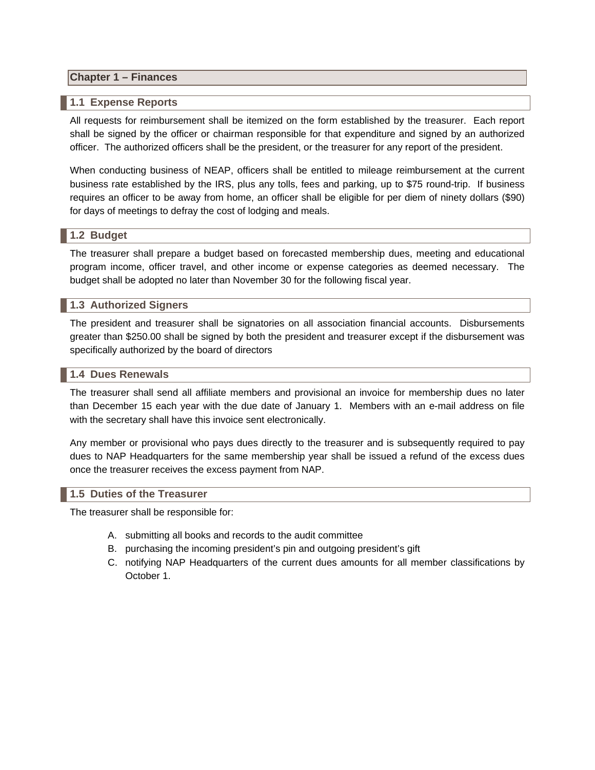## Chapter 1 – Finances

### 1.1 Expense Reports

All requests for reimbursement shall be itemized on the form established by the treasurer. Each report shall be signed by the officer or chairman responsible for that expenditure and signed by an authorized officer. The authorized officers shall be the president, or the treasurer for any report of the president.

When conducting business of NEAP, officers shall be entitled to mileage reimbursement at the current business rate established by the IRS, plus any tolls, fees and parking, up to $75 round-trip. If business requires an officer to be away from home, an officer shall be eligible for per diem of ninety dollars ($90) for days of meetings to defray the cost of lodging and meals.

### 1.2 Budget

The treasurer shall prepare a budget based on forecasted membership dues, meeting and educational program income, officer travel, and other income or expense categories as deemed necessary. The budget shall be adopted no later than November 30 for the following fiscal year.

### 1.3 Authorized Signers

The president and treasurer shall be signatories on all association financial accounts. Disbursements greater than $250.00 shall be signed by both the president and treasurer except if the disbursement was specifically authorized by the board of directors

### 1.4 Dues Renewals

The treasurer shall send all affiliate members and provisional an invoice for membership dues no later than December 15 each year with the due date of January 1. Members with an e-mail address on file with the secretary shall have this invoice sent electronically.

Any member or provisional who pays dues directly to the treasurer and is subsequently required to pay dues to NAP Headquarters for the same membership year shall be issued a refund of the excess dues once the treasurer receives the excess payment from NAP.

### 1.5 Duties of the Treasurer

The treasurer shall be responsible for:

A. submitting all books and records to the audit committee
B. purchasing the incoming president's pin and outgoing president's gift
C. notifying NAP Headquarters of the current dues amounts for all member classifications by October 1.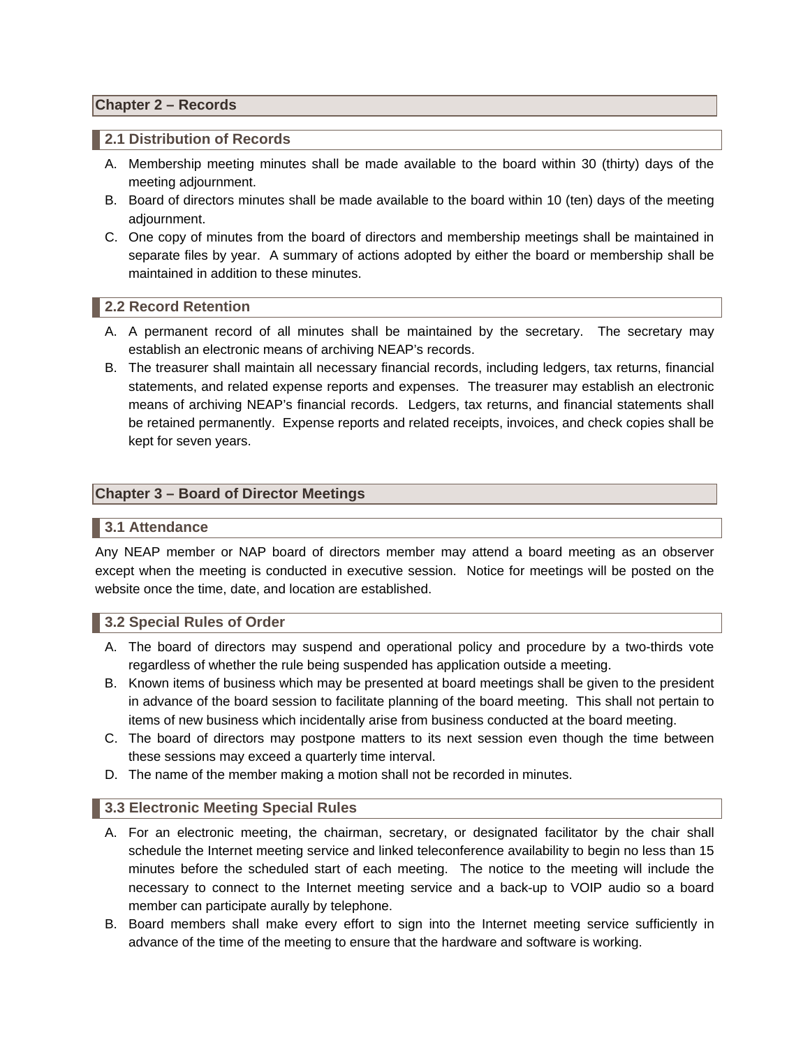## Chapter 2 – Records

### 2.1 Distribution of Records

A. Membership meeting minutes shall be made available to the board within 30 (thirty) days of the meeting adjournment.
B. Board of directors minutes shall be made available to the board within 10 (ten) days of the meeting adjournment.
C. One copy of minutes from the board of directors and membership meetings shall be maintained in separate files by year. A summary of actions adopted by either the board or membership shall be maintained in addition to these minutes.

### 2.2 Record Retention

A. A permanent record of all minutes shall be maintained by the secretary. The secretary may establish an electronic means of archiving NEAP's records.
B. The treasurer shall maintain all necessary financial records, including ledgers, tax returns, financial statements, and related expense reports and expenses. The treasurer may establish an electronic means of archiving NEAP's financial records. Ledgers, tax returns, and financial statements shall be retained permanently. Expense reports and related receipts, invoices, and check copies shall be kept for seven years.

## Chapter 3 – Board of Director Meetings

### 3.1 Attendance

Any NEAP member or NAP board of directors member may attend a board meeting as an observer except when the meeting is conducted in executive session. Notice for meetings will be posted on the website once the time, date, and location are established.

### 3.2 Special Rules of Order

A. The board of directors may suspend and operational policy and procedure by a two-thirds vote regardless of whether the rule being suspended has application outside a meeting.
B. Known items of business which may be presented at board meetings shall be given to the president in advance of the board session to facilitate planning of the board meeting. This shall not pertain to items of new business which incidentally arise from business conducted at the board meeting.
C. The board of directors may postpone matters to its next session even though the time between these sessions may exceed a quarterly time interval.
D. The name of the member making a motion shall not be recorded in minutes.

### 3.3 Electronic Meeting Special Rules

A. For an electronic meeting, the chairman, secretary, or designated facilitator by the chair shall schedule the Internet meeting service and linked teleconference availability to begin no less than 15 minutes before the scheduled start of each meeting. The notice to the meeting will include the necessary to connect to the Internet meeting service and a back-up to VOIP audio so a board member can participate aurally by telephone.
B. Board members shall make every effort to sign into the Internet meeting service sufficiently in advance of the time of the meeting to ensure that the hardware and software is working.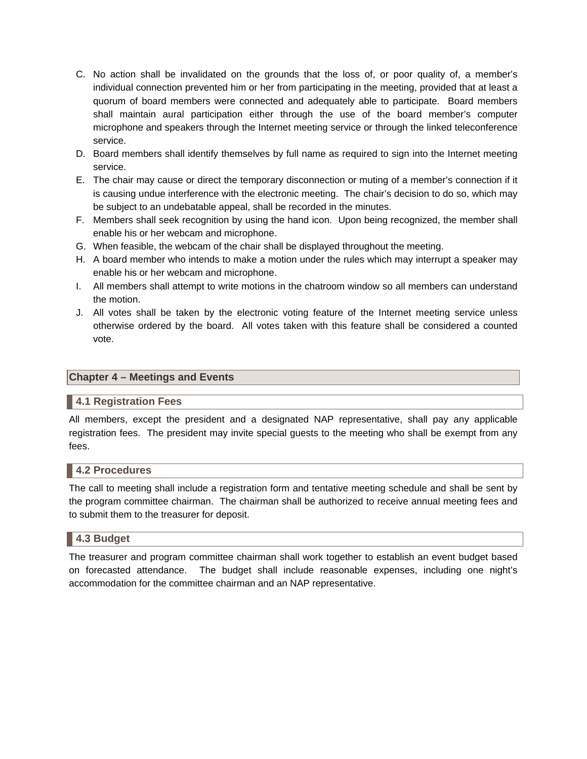C. No action shall be invalidated on the grounds that the loss of, or poor quality of, a member's individual connection prevented him or her from participating in the meeting, provided that at least a quorum of board members were connected and adequately able to participate. Board members shall maintain aural participation either through the use of the board member's computer microphone and speakers through the Internet meeting service or through the linked teleconference service.
D. Board members shall identify themselves by full name as required to sign into the Internet meeting service.
E. The chair may cause or direct the temporary disconnection or muting of a member's connection if it is causing undue interference with the electronic meeting. The chair's decision to do so, which may be subject to an undebatable appeal, shall be recorded in the minutes.
F. Members shall seek recognition by using the hand icon. Upon being recognized, the member shall enable his or her webcam and microphone.
G. When feasible, the webcam of the chair shall be displayed throughout the meeting.
H. A board member who intends to make a motion under the rules which may interrupt a speaker may enable his or her webcam and microphone.
I. All members shall attempt to write motions in the chatroom window so all members can understand the motion.
J. All votes shall be taken by the electronic voting feature of the Internet meeting service unless otherwise ordered by the board. All votes taken with this feature shall be considered a counted vote.

## Chapter 4 – Meetings and Events

### 4.1 Registration Fees

All members, except the president and a designated NAP representative, shall pay any applicable registration fees. The president may invite special guests to the meeting who shall be exempt from any fees.

### 4.2 Procedures

The call to meeting shall include a registration form and tentative meeting schedule and shall be sent by the program committee chairman. The chairman shall be authorized to receive annual meeting fees and to submit them to the treasurer for deposit.

### 4.3 Budget

The treasurer and program committee chairman shall work together to establish an event budget based on forecasted attendance. The budget shall include reasonable expenses, including one night's accommodation for the committee chairman and an NAP representative.